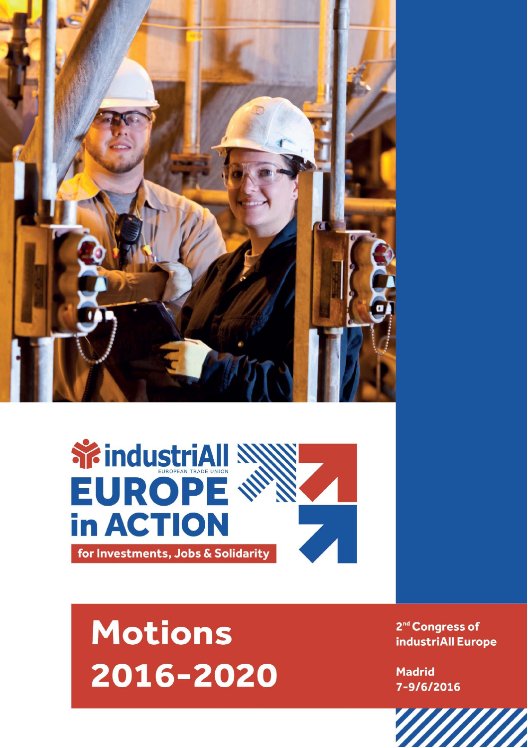industriAll
EUROPEAN TRADE UNION

# EUROPE in ACTION

for Investments, Jobs & Solidarity

# Motions 2016-2020

2nd Congress of industriAll Europe

Madrid
7-9/6/2016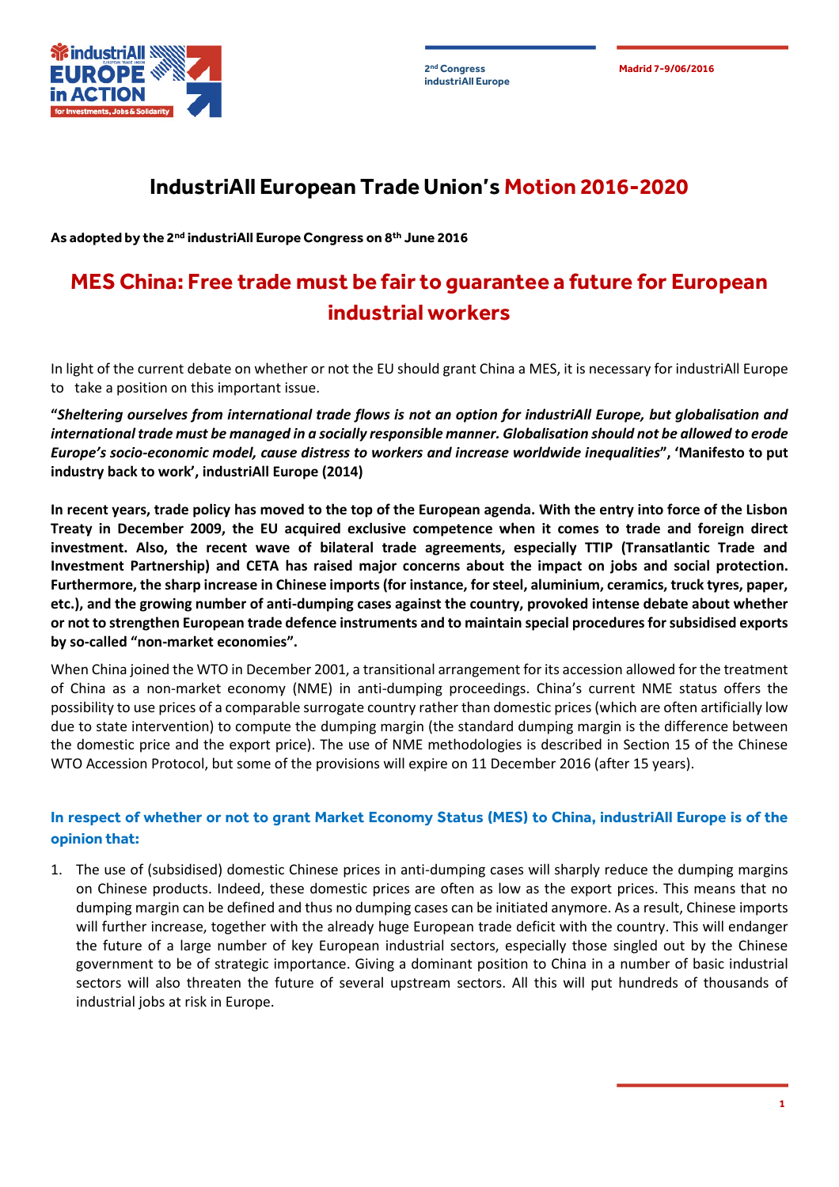# IndustriAll European Trade Union's Motion 2016-2020

**As adopted by the 2nd industriAll Europe Congress on 8th June 2016**

## MES China: Free trade must be fair to guarantee a future for European industrial workers

In light of the current debate on whether or not the EU should grant China a MES, it is necessary for industriAll Europe to take a position on this important issue.

"***Sheltering ourselves from international trade flows is not an option for industriAll Europe, but globalisation and international trade must be managed in a socially responsible manner. Globalisation should not be allowed to erode Europe's socio-economic model, cause distress to workers and increase worldwide inequalities***", **'Manifesto to put industry back to work', industriAll Europe (2014)**

**In recent years, trade policy has moved to the top of the European agenda. With the entry into force of the Lisbon Treaty in December 2009, the EU acquired exclusive competence when it comes to trade and foreign direct investment. Also, the recent wave of bilateral trade agreements, especially TTIP (Transatlantic Trade and Investment Partnership) and CETA has raised major concerns about the impact on jobs and social protection. Furthermore, the sharp increase in Chinese imports (for instance, for steel, aluminium, ceramics, truck tyres, paper, etc.), and the growing number of anti-dumping cases against the country, provoked intense debate about whether or not to strengthen European trade defence instruments and to maintain special procedures for subsidised exports by so-called "non-market economies".**

When China joined the WTO in December 2001, a transitional arrangement for its accession allowed for the treatment of China as a non-market economy (NME) in anti-dumping proceedings. China's current NME status offers the possibility to use prices of a comparable surrogate country rather than domestic prices (which are often artificially low due to state intervention) to compute the dumping margin (the standard dumping margin is the difference between the domestic price and the export price). The use of NME methodologies is described in Section 15 of the Chinese WTO Accession Protocol, but some of the provisions will expire on 11 December 2016 (after 15 years).

### In respect of whether or not to grant Market Economy Status (MES) to China, industriAll Europe is of the opinion that:

1. The use of (subsidised) domestic Chinese prices in anti-dumping cases will sharply reduce the dumping margins on Chinese products. Indeed, these domestic prices are often as low as the export prices. This means that no dumping margin can be defined and thus no dumping cases can be initiated anymore. As a result, Chinese imports will further increase, together with the already huge European trade deficit with the country. This will endanger the future of a large number of key European industrial sectors, especially those singled out by the Chinese government to be of strategic importance. Giving a dominant position to China in a number of basic industrial sectors will also threaten the future of several upstream sectors. All this will put hundreds of thousands of industrial jobs at risk in Europe.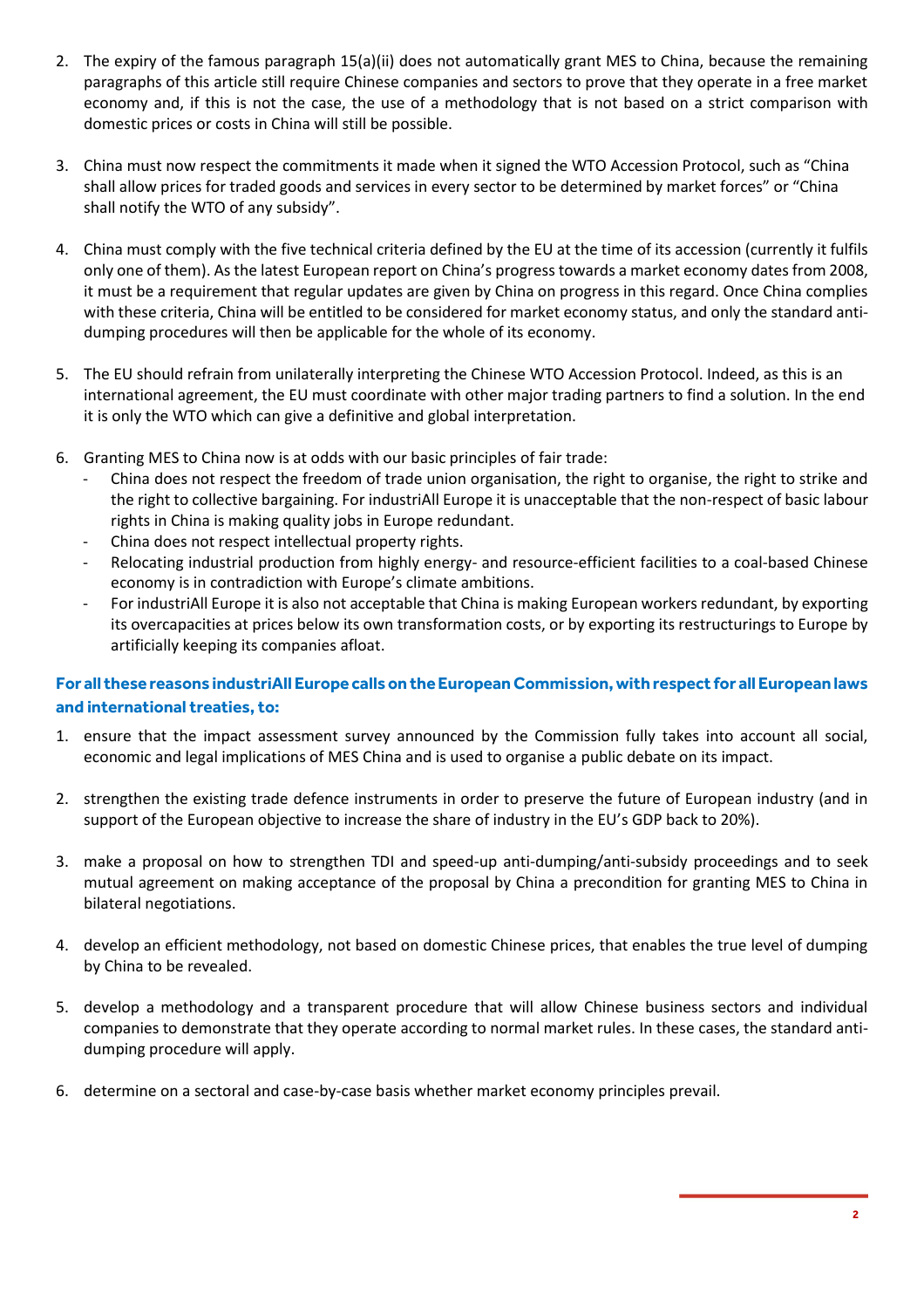2. The expiry of the famous paragraph 15(a)(ii) does not automatically grant MES to China, because the remaining paragraphs of this article still require Chinese companies and sectors to prove that they operate in a free market economy and, if this is not the case, the use of a methodology that is not based on a strict comparison with domestic prices or costs in China will still be possible.

3. China must now respect the commitments it made when it signed the WTO Accession Protocol, such as "China shall allow prices for traded goods and services in every sector to be determined by market forces" or "China shall notify the WTO of any subsidy".

4. China must comply with the five technical criteria defined by the EU at the time of its accession (currently it fulfils only one of them). As the latest European report on China's progress towards a market economy dates from 2008, it must be a requirement that regular updates are given by China on progress in this regard. Once China complies with these criteria, China will be entitled to be considered for market economy status, and only the standard anti-dumping procedures will then be applicable for the whole of its economy.

5. The EU should refrain from unilaterally interpreting the Chinese WTO Accession Protocol. Indeed, as this is an international agreement, the EU must coordinate with other major trading partners to find a solution. In the end it is only the WTO which can give a definitive and global interpretation.

6. Granting MES to China now is at odds with our basic principles of fair trade:
   - China does not respect the freedom of trade union organisation, the right to organise, the right to strike and the right to collective bargaining. For industriAll Europe it is unacceptable that the non-respect of basic labour rights in China is making quality jobs in Europe redundant.
   - China does not respect intellectual property rights.
   - Relocating industrial production from highly energy- and resource-efficient facilities to a coal-based Chinese economy is in contradiction with Europe's climate ambitions.
   - For industriAll Europe it is also not acceptable that China is making European workers redundant, by exporting its overcapacities at prices below its own transformation costs, or by exporting its restructurings to Europe by artificially keeping its companies afloat.

**For all these reasons industriAll Europe calls on the European Commission, with respect for all European laws and international treaties, to:**

1. ensure that the impact assessment survey announced by the Commission fully takes into account all social, economic and legal implications of MES China and is used to organise a public debate on its impact.

2. strengthen the existing trade defence instruments in order to preserve the future of European industry (and in support of the European objective to increase the share of industry in the EU's GDP back to 20%).

3. make a proposal on how to strengthen TDI and speed-up anti-dumping/anti-subsidy proceedings and to seek mutual agreement on making acceptance of the proposal by China a precondition for granting MES to China in bilateral negotiations.

4. develop an efficient methodology, not based on domestic Chinese prices, that enables the true level of dumping by China to be revealed.

5. develop a methodology and a transparent procedure that will allow Chinese business sectors and individual companies to demonstrate that they operate according to normal market rules. In these cases, the standard anti-dumping procedure will apply.

6. determine on a sectoral and case-by-case basis whether market economy principles prevail.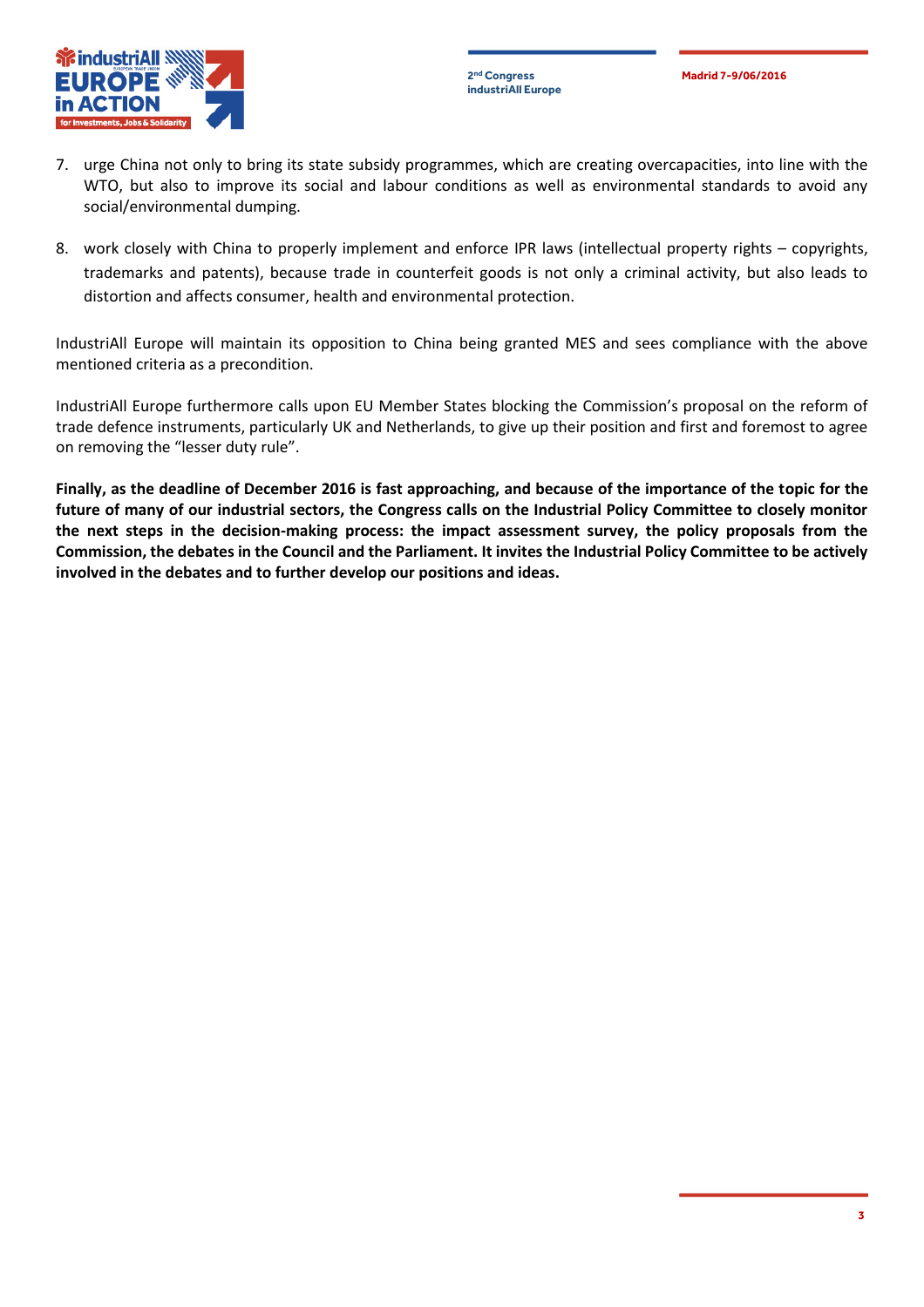7. urge China not only to bring its state subsidy programmes, which are creating overcapacities, into line with the WTO, but also to improve its social and labour conditions as well as environmental standards to avoid any social/environmental dumping.

8. work closely with China to properly implement and enforce IPR laws (intellectual property rights – copyrights, trademarks and patents), because trade in counterfeit goods is not only a criminal activity, but also leads to distortion and affects consumer, health and environmental protection.

IndustriAll Europe will maintain its opposition to China being granted MES and sees compliance with the above mentioned criteria as a precondition.

IndustriAll Europe furthermore calls upon EU Member States blocking the Commission's proposal on the reform of trade defence instruments, particularly UK and Netherlands, to give up their position and first and foremost to agree on removing the "lesser duty rule".

**Finally, as the deadline of December 2016 is fast approaching, and because of the importance of the topic for the future of many of our industrial sectors, the Congress calls on the Industrial Policy Committee to closely monitor the next steps in the decision-making process: the impact assessment survey, the policy proposals from the Commission, the debates in the Council and the Parliament. It invites the Industrial Policy Committee to be actively involved in the debates and to further develop our positions and ideas.**